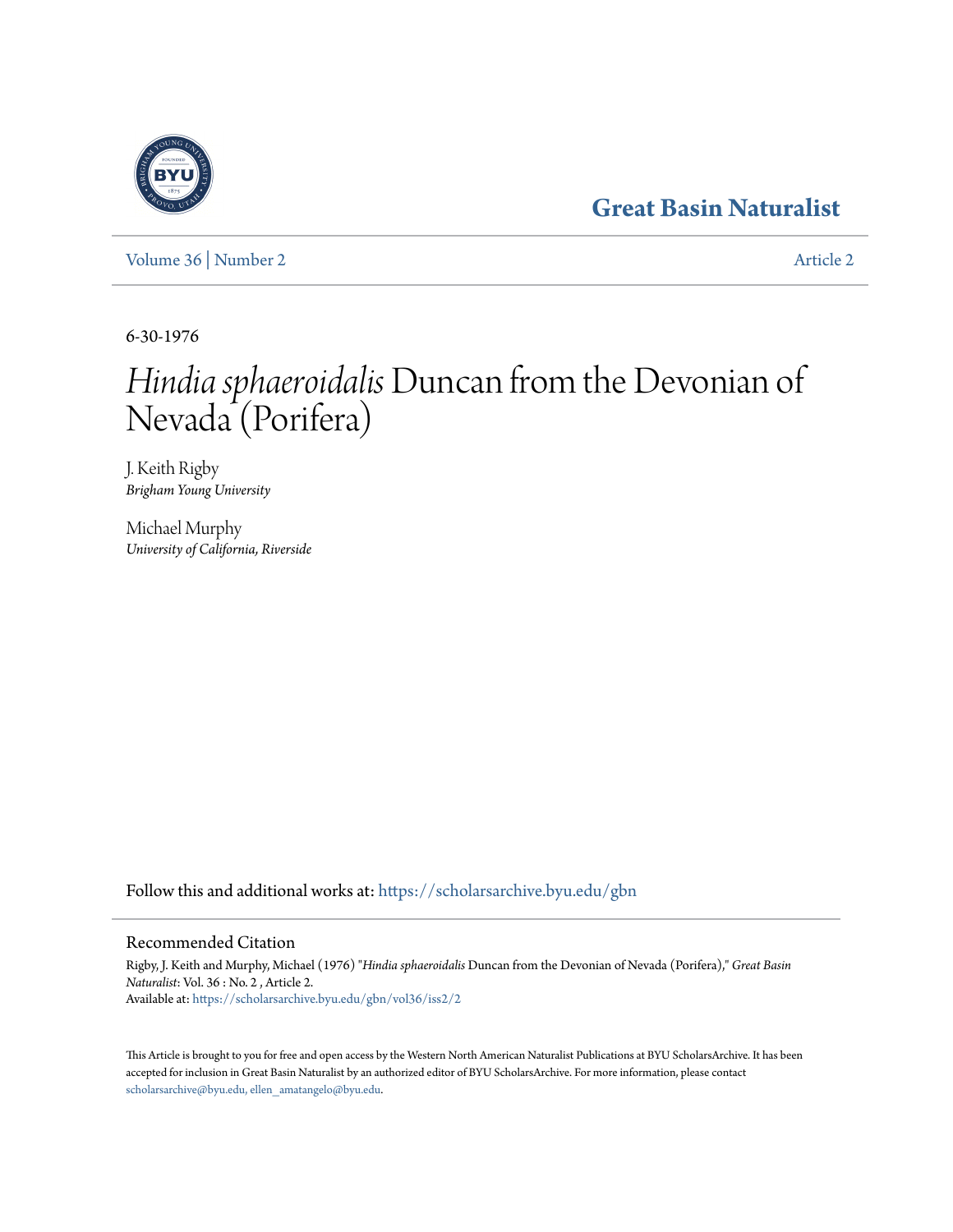Great Basin Naturalist

Volume 36 | Number 2 — Article 2

6-30-1976

# *Hindia sphaeroidalis* Duncan from the Devonian of Nevada (Porifera)

J. Keith Rigby
*Brigham Young University*

Michael Murphy
*University of California, Riverside*

Follow this and additional works at: https://scholarsarchive.byu.edu/gbn

## Recommended Citation

Rigby, J. Keith and Murphy, Michael (1976) "*Hindia sphaeroidalis* Duncan from the Devonian of Nevada (Porifera)," *Great Basin Naturalist*: Vol. 36 : No. 2 , Article 2.
Available at: https://scholarsarchive.byu.edu/gbn/vol36/iss2/2

This Article is brought to you for free and open access by the Western North American Naturalist Publications at BYU ScholarsArchive. It has been accepted for inclusion in Great Basin Naturalist by an authorized editor of BYU ScholarsArchive. For more information, please contact scholarsarchive@byu.edu, ellen_amatangelo@byu.edu.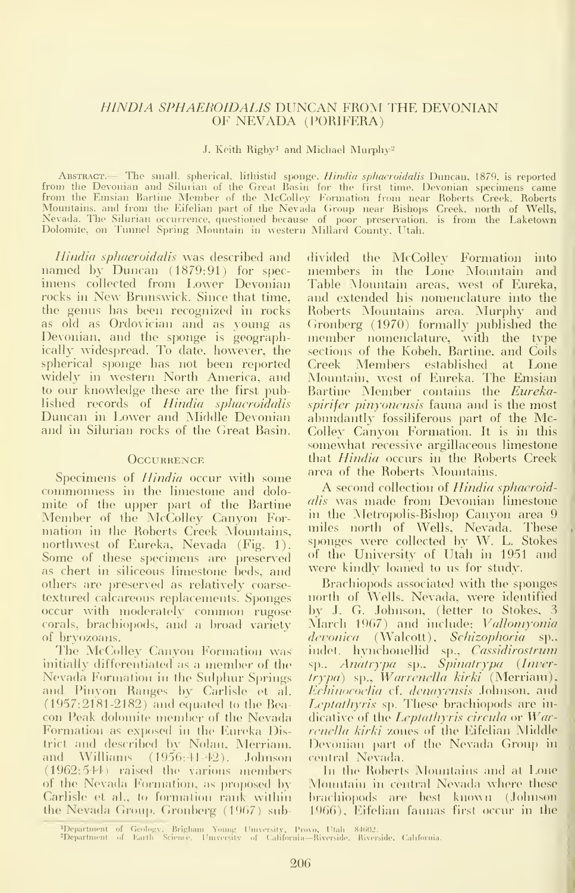# *HINDIA SPHAEROIDALIS* DUNCAN FROM THE DEVONIAN OF NEVADA (PORIFERA)

J. Keith Rigby[1] and Michael Murphy[2]

Abstract.— The small, spherical, lithistid sponge, *Hindia sphaeroidalis* Duncan, 1879, is reported from the Devonian and Silurian of the Great Basin for the first time. Devonian specimens came from the Emsian Bartine Member of the McColley Formation from near Roberts Creek, Roberts Mountains, and from the Eifelian part of the Nevada Group near Bishops Creek, north of Wells, Nevada. The Silurian occurrence, questioned because of poor preservation, is from the Laketown Dolomite, on Tunnel Spring Mountain in western Millard County, Utah.

*Hindia sphaeroidalis* was described and named by Duncan (1879:91) for specimens collected from Lower Devonian rocks in New Brunswick. Since that time, the genus has been recognized in rocks as old as Ordovician and as young as Devonian, and the sponge is geographically widespread. To date, however, the spherical sponge has not been reported widely in western North America, and to our knowledge these are the first published records of *Hindia sphaeroidalis* Duncan in Lower and Middle Devonian and in Silurian rocks of the Great Basin.

## Occurrence

Specimens of *Hindia* occur with some commonness in the limestone and dolomite of the upper part of the Bartine Member of the McColley Canyon Formation in the Roberts Creek Mountains, northwest of Eureka, Nevada (Fig. 1). Some of these specimens are preserved as chert in siliceous limestone beds, and others are preserved as relatively coarse-textured calcareous replacements. Sponges occur with moderately common rugose corals, brachiopods, and a broad variety of bryozoans.

The McColley Canyon Formation was initially differentiated as a member of the Nevada Formation in the Sulphur Springs and Pinyon Ranges by Carlisle et al. (1957:2181-2182) and equated to the Beacon Peak dolomite member of the Nevada Formation as exposed in the Eureka District and described by Nolan, Merriam, and Williams (1956:41-42). Johnson (1962:544) raised the various members of the Nevada Formation, as proposed by Carlisle et al., to formation rank within the Nevada Group. Gronberg (1967) subdivided the McColley Formation into members in the Lone Mountain and Table Mountain areas, west of Eureka, and extended his nomenclature into the Roberts Mountains area. Murphy and Gronberg (1970) formally published the member nomenclature, with the type sections of the Kobeh, Bartine, and Coils Creek Members established at Lone Mountain, west of Eureka. The Emsian Bartine Member contains the *Eurekaspirifer pinyonensis* fauna and is the most abundantly fossiliferous part of the McColley Canyon Formation. It is in this somewhat recessive argillaceous limestone that *Hindia* occurs in the Roberts Creek area of the Roberts Mountains.

A second collection of *Hindia sphaeroidalis* was made from Devonian limestone in the Metropolis-Bishop Canyon area 9 miles north of Wells, Nevada. These sponges were collected by W. L. Stokes of the University of Utah in 1951 and were kindly loaned to us for study.

Brachiopods associated with the sponges north of Wells, Nevada, were identified by J. G. Johnson, (letter to Stokes, 3 March 1967) and include: *Vallomyonia devonica* (Walcott), *Schizophoria* sp., indet. hynchonellid sp., *Cassidirostrum* sp., *Anatrypa* sp., *Spinatrypa* (*Invertrypa*) sp., *Warrenella kirki* (Merriam), *Echinocoelia* cf. *denayensis* Johnson, and *Leptathyris* sp. These brachiopods are indicative of the *Leptathyris circula* or *Warrenella kirki* zones of the Eifelian Middle Devonian part of the Nevada Group in central Nevada.

In the Roberts Mountains and at Lone Mountain in central Nevada where these brachiopods are best known (Johnson 1966), Eifelian faunas first occur in the

[1]Department of Geology, Brigham Young University, Provo, Utah 84602.
[2]Department of Earth Science, University of California—Riverside, Riverside, California.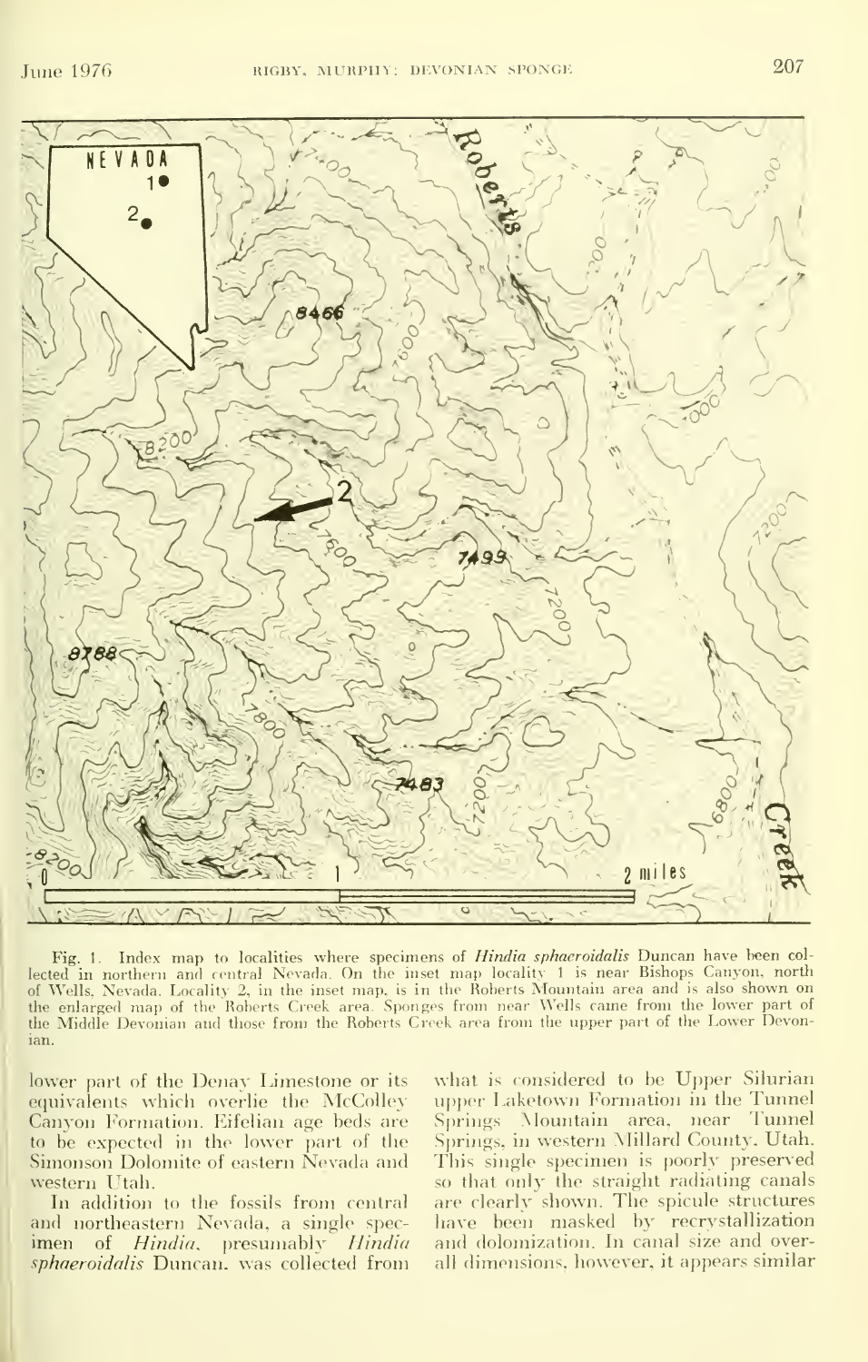Fig. 1. Index map to localities where specimens of *Hindia sphaeroidalis* Duncan have been collected in northern and central Nevada. On the inset map locality 1 is near Bishops Canyon, north of Wells, Nevada. Locality 2, in the inset map, is in the Roberts Mountain area and is also shown on the enlarged map of the Roberts Creek area. Sponges from near Wells came from the lower part of the Middle Devonian and those from the Roberts Creek area from the upper part of the Lower Devonian.

lower part of the Denay Limestone or its equivalents which overlie the McColley Canyon Formation. Eifelian age beds are to be expected in the lower part of the Simonson Dolomite of eastern Nevada and western Utah.

In addition to the fossils from central and northeastern Nevada, a single specimen of *Hindia*, presumably *Hindia sphaeroidalis* Duncan, was collected from what is considered to be Upper Silurian upper Laketown Formation in the Tunnel Springs Mountain area, near Tunnel Springs, in western Millard County, Utah. This single specimen is poorly preserved so that only the straight radiating canals are clearly shown. The spicule structures have been masked by recrystallization and dolomization. In canal size and overall dimensions, however, it appears similar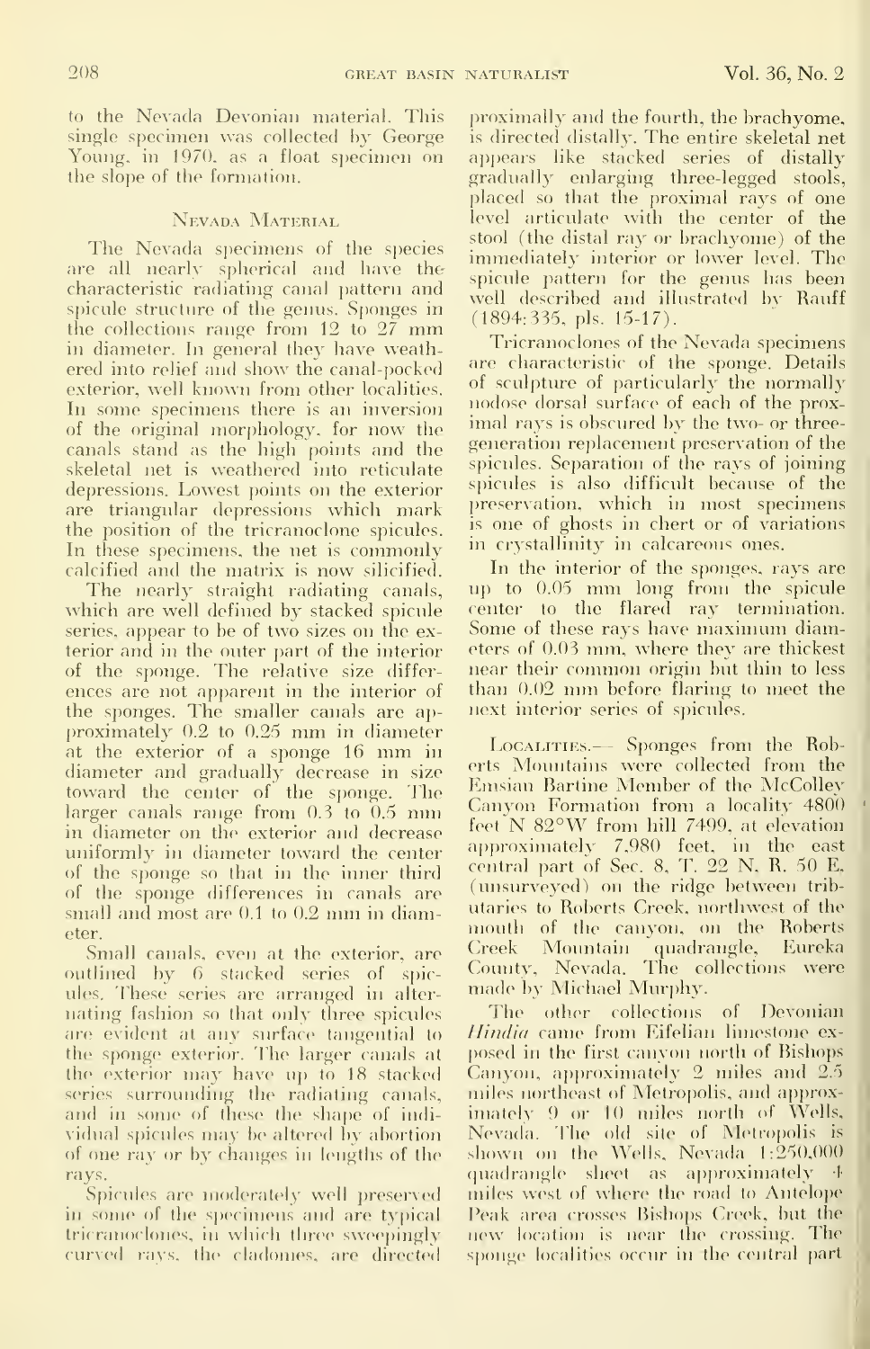to the Nevada Devonian material. This single specimen was collected by George Young, in 1970, as a float specimen on the slope of the formation.

## Nevada Material

The Nevada specimens of the species are all nearly spherical and have the characteristic radiating canal pattern and spicule structure of the genus. Sponges in the collections range from 12 to 27 mm in diameter. In general they have weathered into relief and show the canal-pocked exterior, well known from other localities. In some specimens there is an inversion of the original morphology, for now the canals stand as the high points and the skeletal net is weathered into reticulate depressions. Lowest points on the exterior are triangular depressions which mark the position of the tricranoclone spicules. In these specimens, the net is commonly calcified and the matrix is now silicified.

The nearly straight radiating canals, which are well defined by stacked spicule series, appear to be of two sizes on the exterior and in the outer part of the interior of the sponge. The relative size differences are not apparent in the interior of the sponges. The smaller canals are approximately 0.2 to 0.25 mm in diameter at the exterior of a sponge 16 mm in diameter and gradually decrease in size toward the center of the sponge. The larger canals range from 0.3 to 0.5 mm in diameter on the exterior and decrease uniformly in diameter toward the center of the sponge so that in the inner third of the sponge differences in canals are small and most are 0.1 to 0.2 mm in diameter.

Small canals, even at the exterior, are outlined by 6 stacked series of spicules. These series are arranged in alternating fashion so that only three spicules are evident at any surface tangential to the sponge exterior. The larger canals at the exterior may have up to 18 stacked series surrounding the radiating canals, and in some of these the shape of individual spicules may be altered by abortion of one ray or by changes in lengths of the rays.

Spicules are moderately well preserved in some of the specimens and are typical tricranoclones, in which three sweepingly curved rays, the cladomes, are directed proximally and the fourth, the brachyome, is directed distally. The entire skeletal net appears like stacked series of distally gradually enlarging three-legged stools, placed so that the proximal rays of one level articulate with the center of the stool (the distal ray or brachyome) of the immediately interior or lower level. The spicule pattern for the genus has been well described and illustrated by Rauff (1894:335, pls. 15-17).

Tricranoclones of the Nevada specimens are characteristic of the sponge. Details of sculpture of particularly the normally nodose dorsal surface of each of the proximal rays is obscured by the two- or three-generation replacement preservation of the spicules. Separation of the rays of joining spicules is also difficult because of the preservation, which in most specimens is one of ghosts in chert or of variations in crystallinity in calcareous ones.

In the interior of the sponges, rays are up to 0.05 mm long from the spicule center to the flared ray termination. Some of these rays have maximum diameters of 0.03 mm, where they are thickest near their common origin but thin to less than 0.02 mm before flaring to meet the next interior series of spicules.

Localities.— Sponges from the Roberts Mountains were collected from the Emsian Bartine Member of the McColley Canyon Formation from a locality 4800 feet N 82°W from hill 7499, at elevation approximately 7,980 feet, in the east central part of Sec. 8, T. 22 N, R. 50 E. (unsurveyed) on the ridge between tributaries to Roberts Creek, northwest of the mouth of the canyon, on the Roberts Creek Mountain quadrangle, Eureka County, Nevada. The collections were made by Michael Murphy.

The other collections of Devonian *Hindia* came from Eifelian limestone exposed in the first canyon north of Bishops Canyon, approximately 2 miles and 2.5 miles northeast of Metropolis, and approximately 9 or 10 miles north of Wells, Nevada. The old site of Metropolis is shown on the Wells, Nevada 1:250,000 quadrangle sheet as approximately 4 miles west of where the road to Antelope Peak area crosses Bishops Creek, but the new location is near the crossing. The sponge localities occur in the central part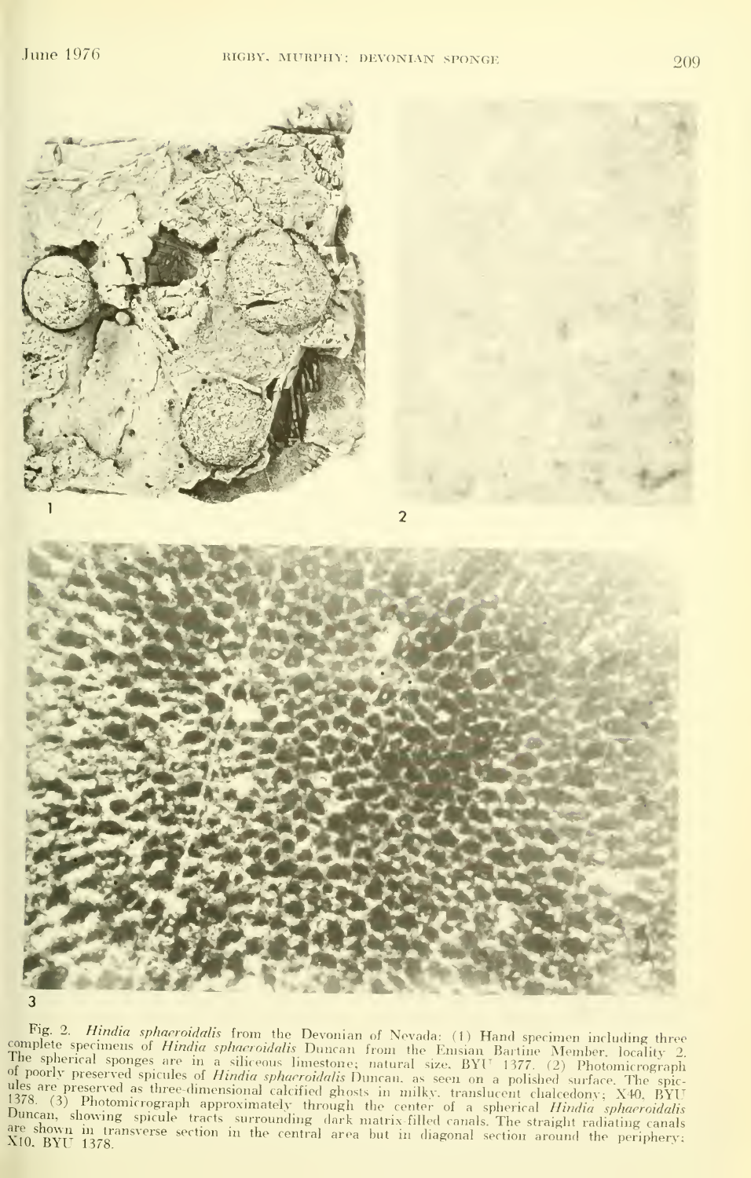Fig. 2. *Hindia sphaeroidalis* from the Devonian of Nevada: (1) Hand specimen including three complete specimens of *Hindia sphaeroidalis* Duncan from the Emsian Bartine Member, locality 2. The spherical sponges are in a siliceous limestone; natural size. BYU 1377. (2) Photomicrograph of poorly preserved spicules of *Hindia sphaeroidalis* Duncan, as seen on a polished surface. The spicules are preserved as three-dimensional calcified ghosts in milky, translucent chalcedony; X40. BYU 1378. (3) Photomicrograph approximately through the center of a spherical *Hindia sphaeroidalis* Duncan, showing spicule tracts surrounding dark matrix-filled canals. The straight radiating canals are shown in transverse section in the central area but in diagonal section around the periphery; X10. BYU 1378.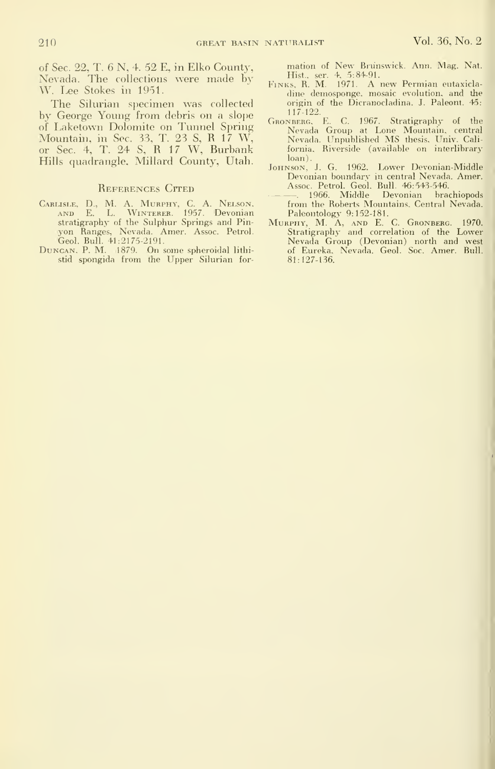of Sec. 22, T. 6 N, 4. 52 E, in Elko County, Nevada. The collections were made by W. Lee Stokes in 1951.

The Silurian specimen was collected by George Young from debris on a slope of Laketown Dolomite on Tunnel Spring Mountain, in Sec. 33, T. 23 S, R 17 W, or Sec. 4, T. 24 S, R 17 W, Burbank Hills quadrangle, Millard County, Utah.

## References Cited

Carlisle, D., M. A. Murphy, C. A. Nelson, and E. L. Winterer. 1957. Devonian stratigraphy of the Sulphur Springs and Pinyon Ranges, Nevada. Amer. Assoc. Petrol. Geol. Bull. 41:2175-2191.

Duncan, P. M. 1879. On some spheroidal lithistid spongida from the Upper Silurian formation of New Brunswick. Ann. Mag. Nat. Hist., ser. 4, 5:84-91.

Finks, R. M. 1971. A new Permian eutaxicladine demosponge, mosaic evolution, and the origin of the Dicranocladina. J. Paleont. 45: 117-122.

Gronberg, E. C. 1967. Stratigraphy of the Nevada Group at Lone Mountain, central Nevada. Unpublished MS thesis, Univ. California, Riverside (available on interlibrary loan).

Johnson, J. G. 1962. Lower Devonian-Middle Devonian boundary in central Nevada. Amer. Assoc. Petrol. Geol. Bull. 46:543-546.

———. 1966. Middle Devonian brachiopods from the Roberts Mountains, Central Nevada. Paleontology 9:152-181.

Murphy, M. A, and E. C. Gronberg. 1970. Stratigraphy and correlation of the Lower Nevada Group (Devonian) north and west of Eureka, Nevada. Geol. Soc. Amer. Bull. 81:127-136.